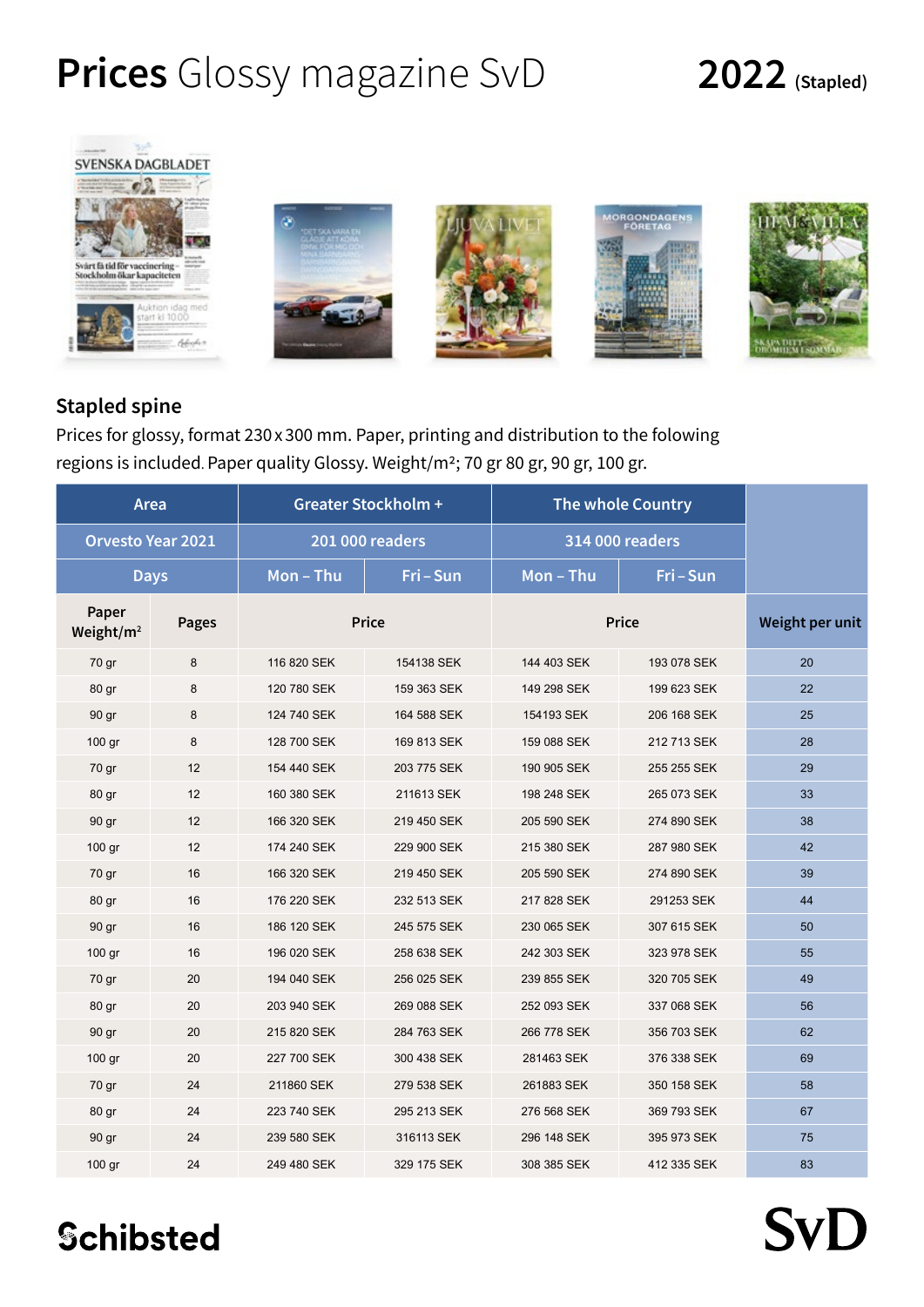# **Prices** Glossy magazine SvD

**2022** (Stapled)

## Stapled spine

Prices for glossy, format 230 x 300 mm. Paper, printing and distribution to the folowing regions is included. Paper quality Glossy. Weight/m²; 70 gr 80 gr, 90 gr, 100 gr.

| Area | | Greater Stockholm + | | The whole Country | | |
|---|---|---|---|---|---|---|
| Orvesto Year 2021 | | 201 000 readers | | 314 000 readers | | |
| Days | | Mon – Thu | Fri – Sun | Mon – Thu | Fri – Sun | |
| Paper Weight/m² | Pages | Price | | Price | | Weight per unit |
| 70 gr | 8 | 116 820 SEK | 154138 SEK | 144 403 SEK | 193 078 SEK | 20 |
| 80 gr | 8 | 120 780 SEK | 159 363 SEK | 149 298 SEK | 199 623 SEK | 22 |
| 90 gr | 8 | 124 740 SEK | 164 588 SEK | 154193 SEK | 206 168 SEK | 25 |
| 100 gr | 8 | 128 700 SEK | 169 813 SEK | 159 088 SEK | 212 713 SEK | 28 |
| 70 gr | 12 | 154 440 SEK | 203 775 SEK | 190 905 SEK | 255 255 SEK | 29 |
| 80 gr | 12 | 160 380 SEK | 211613 SEK | 198 248 SEK | 265 073 SEK | 33 |
| 90 gr | 12 | 166 320 SEK | 219 450 SEK | 205 590 SEK | 274 890 SEK | 38 |
| 100 gr | 12 | 174 240 SEK | 229 900 SEK | 215 380 SEK | 287 980 SEK | 42 |
| 70 gr | 16 | 166 320 SEK | 219 450 SEK | 205 590 SEK | 274 890 SEK | 39 |
| 80 gr | 16 | 176 220 SEK | 232 513 SEK | 217 828 SEK | 291253 SEK | 44 |
| 90 gr | 16 | 186 120 SEK | 245 575 SEK | 230 065 SEK | 307 615 SEK | 50 |
| 100 gr | 16 | 196 020 SEK | 258 638 SEK | 242 303 SEK | 323 978 SEK | 55 |
| 70 gr | 20 | 194 040 SEK | 256 025 SEK | 239 855 SEK | 320 705 SEK | 49 |
| 80 gr | 20 | 203 940 SEK | 269 088 SEK | 252 093 SEK | 337 068 SEK | 56 |
| 90 gr | 20 | 215 820 SEK | 284 763 SEK | 266 778 SEK | 356 703 SEK | 62 |
| 100 gr | 20 | 227 700 SEK | 300 438 SEK | 281463 SEK | 376 338 SEK | 69 |
| 70 gr | 24 | 211860 SEK | 279 538 SEK | 261883 SEK | 350 158 SEK | 58 |
| 80 gr | 24 | 223 740 SEK | 295 213 SEK | 276 568 SEK | 369 793 SEK | 67 |
| 90 gr | 24 | 239 580 SEK | 316113 SEK | 296 148 SEK | 395 973 SEK | 75 |
| 100 gr | 24 | 249 480 SEK | 329 175 SEK | 308 385 SEK | 412 335 SEK | 83 |

Schibsted

SvD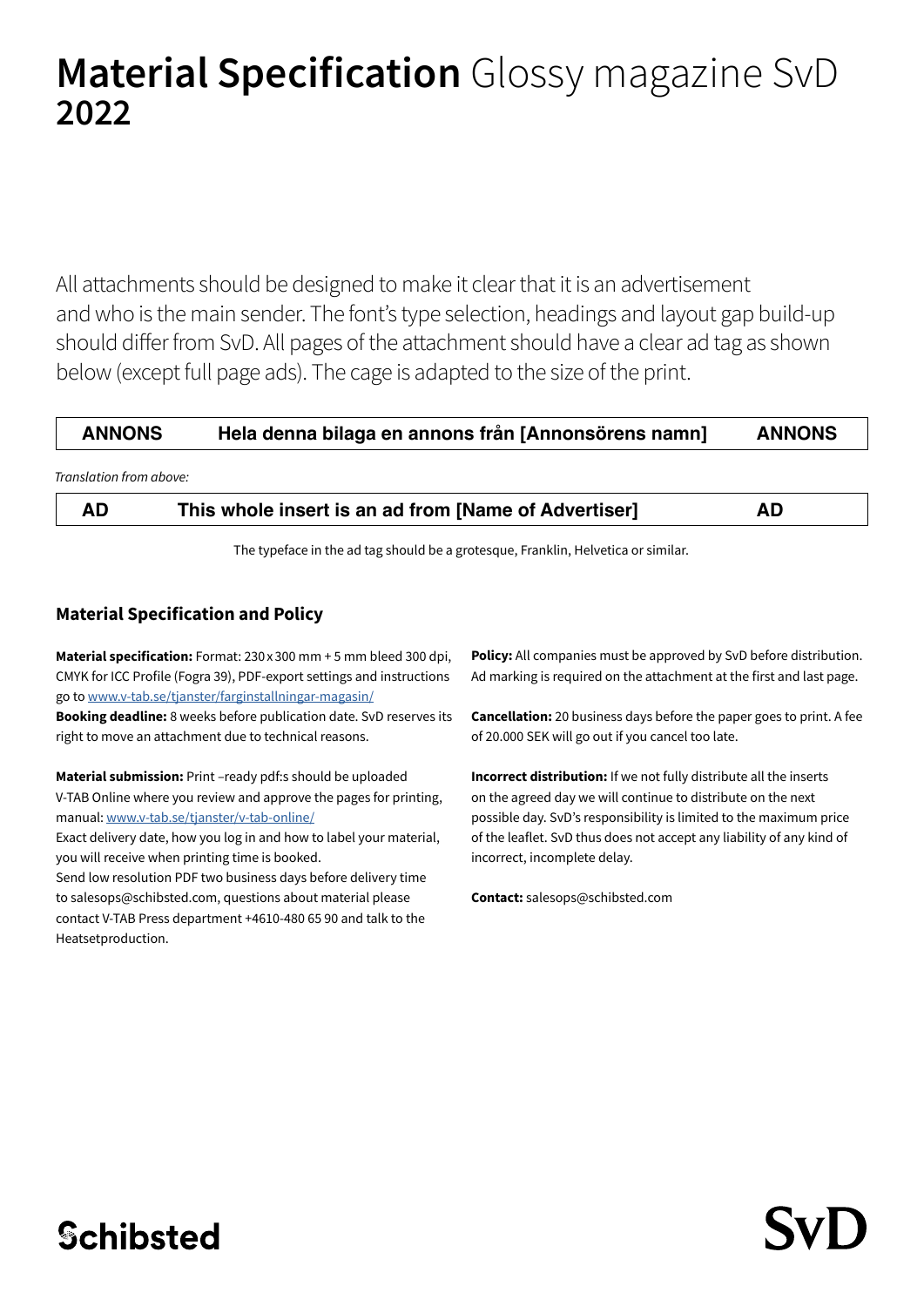# **Material Specification** Glossy magazine SvD **2022**

All attachments should be designed to make it clear that it is an advertisement and who is the main sender. The font's type selection, headings and layout gap build-up should differ from SvD. All pages of the attachment should have a clear ad tag as shown below (except full page ads). The cage is adapted to the size of the print.

| | | |
|---|---|---|
| **ANNONS** | **Hela denna bilaga en annons från [Annonsörens namn]** | **ANNONS** |

*Translation from above:*

| | | |
|---|---|---|
| **AD** | **This whole insert is an ad from [Name of Advertiser]** | **AD** |

The typeface in the ad tag should be a grotesque, Franklin, Helvetica or similar.

### Material Specification and Policy

**Material specification:** Format: 230 x 300 mm + 5 mm bleed 300 dpi, CMYK for ICC Profile (Fogra 39), PDF-export settings and instructions go to www.v-tab.se/tjanster/farginstallningar-magasin/

**Booking deadline:** 8 weeks before publication date. SvD reserves its right to move an attachment due to technical reasons.

**Material submission:** Print –ready pdf:s should be uploaded V-TAB Online where you review and approve the pages for printing, manual: www.v-tab.se/tjanster/v-tab-online/
Exact delivery date, how you log in and how to label your material, you will receive when printing time is booked.
Send low resolution PDF two business days before delivery time to salesops@schibsted.com, questions about material please contact V-TAB Press department +4610-480 65 90 and talk to the Heatsetproduction.

**Policy:** All companies must be approved by SvD before distribution. Ad marking is required on the attachment at the first and last page.

**Cancellation:** 20 business days before the paper goes to print. A fee of 20.000 SEK will go out if you cancel too late.

**Incorrect distribution:** If we not fully distribute all the inserts on the agreed day we will continue to distribute on the next possible day. SvD's responsibility is limited to the maximum price of the leaflet. SvD thus does not accept any liability of any kind of incorrect, incomplete delay.

**Contact:** salesops@schibsted.com

Schibsted

SvD